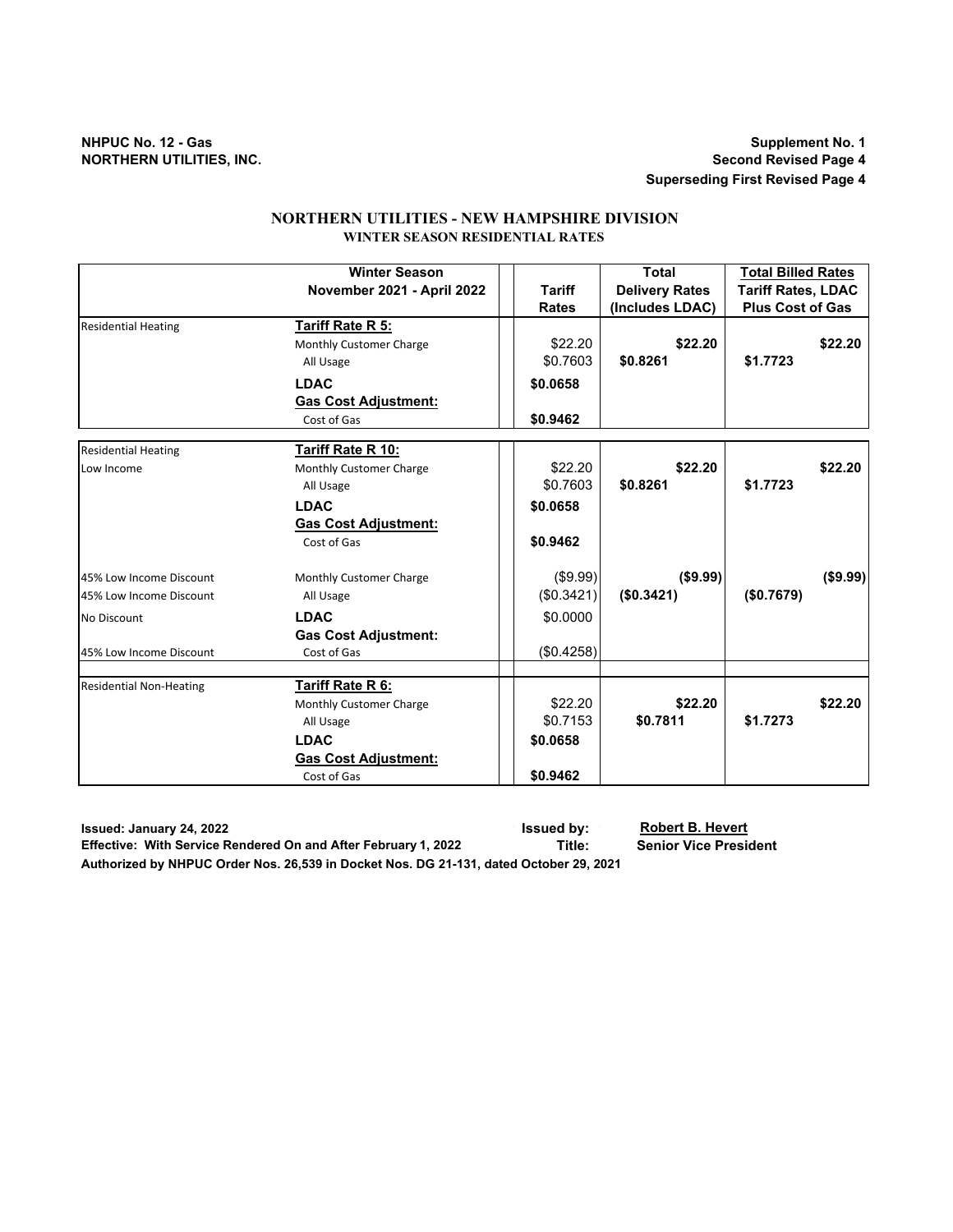NHPUC No. 12 - Gas
NORTHERN UTILITIES, INC.

Supplement No. 1
Second Revised Page 4
Superseding First Revised Page 4

# NORTHERN UTILITIES - NEW HAMPSHIRE DIVISION
## WINTER SEASON RESIDENTIAL RATES

| | Winter Season November 2021 - April 2022 | Tariff Rates | Total Delivery Rates (Includes LDAC) | Total Billed Rates Tariff Rates, LDAC Plus Cost of Gas | |
|---|---|---|---|---|---|
| Residential Heating | **Tariff Rate R 5:** | | | | |
| | Monthly Customer Charge | $22.20 | **$22.20** | | **$22.20** |
| | All Usage | $0.7603 | **$0.8261** | **$1.7723** | |
| | **LDAC** | **$0.0658** | | | |
| | **Gas Cost Adjustment:** | | | | |
| | Cost of Gas | **$0.9462** | | | |
| Residential Heating | **Tariff Rate R 10:** | | | | |
| Low Income | Monthly Customer Charge | $22.20 | **$22.20** | | **$22.20** |
| | All Usage | $0.7603 | **$0.8261** | **$1.7723** | |
| | **LDAC** | **$0.0658** | | | |
| | **Gas Cost Adjustment:** | | | | |
| | Cost of Gas | **$0.9462** | | | |
| 45% Low Income Discount | Monthly Customer Charge | ($9.99) | **($9.99)** | | **($9.99)** |
| 45% Low Income Discount | All Usage | ($0.3421) | **($0.3421)** | **($0.7679)** | |
| No Discount | **LDAC** | $0.0000 | | | |
| | **Gas Cost Adjustment:** | | | | |
| 45% Low Income Discount | Cost of Gas | ($0.4258) | | | |
| Residential Non-Heating | **Tariff Rate R 6:** | | | | |
| | Monthly Customer Charge | $22.20 | **$22.20** | | **$22.20** |
| | All Usage | $0.7153 | **$0.7811** | **$1.7273** | |
| | **LDAC** | **$0.0658** | | | |
| | **Gas Cost Adjustment:** | | | | |
| | Cost of Gas | **$0.9462** | | | |

**Issued: January 24, 2022** — **Issued by:** **Robert B. Hevert**

**Effective: With Service Rendered On and After February 1, 2022** — **Title:** **Senior Vice President**

**Authorized by NHPUC Order Nos. 26,539 in Docket Nos. DG 21-131, dated October 29, 2021**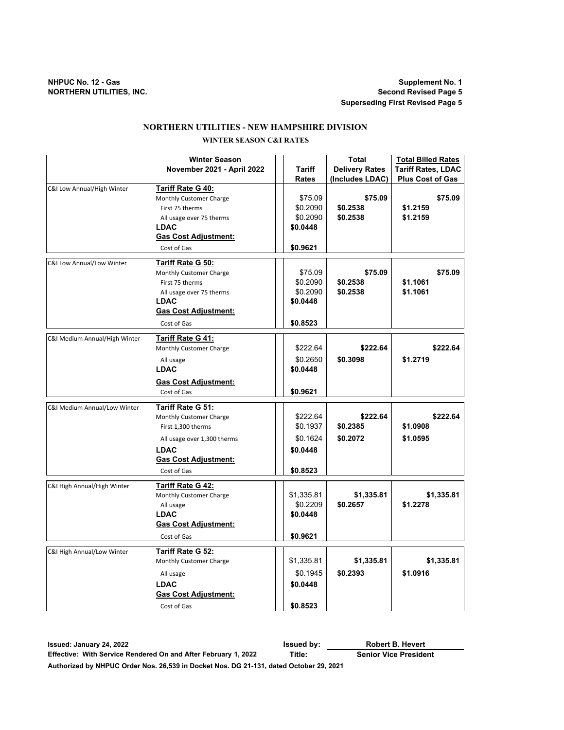NHPUC No. 12 - Gas
NORTHERN UTILITIES, INC.

Supplement No. 1
Second Revised Page 5
Superseding First Revised Page 5

# NORTHERN UTILITIES - NEW HAMPSHIRE DIVISION

## WINTER SEASON C&I RATES

| | Winter Season November 2021 - April 2022 | Tariff Rates | Total Delivery Rates (Includes LDAC) | Total Billed Rates Tariff Rates, LDAC Plus Cost of Gas |
|---|---|---|---|---|
| C&I Low Annual/High Winter | **Tariff Rate G 40:** | | | |
| | Monthly Customer Charge | $75.09 | **$75.09** | **$75.09** |
| | First 75 therms | $0.2090 | **$0.2538** | **$1.2159** |
| | All usage over 75 therms | $0.2090 | **$0.2538** | **$1.2159** |
| | **LDAC** | **$0.0448** | | |
| | **Gas Cost Adjustment:** | | | |
| | Cost of Gas | **$0.9621** | | |
| C&I Low Annual/Low Winter | **Tariff Rate G 50:** | | | |
| | Monthly Customer Charge | $75.09 | **$75.09** | **$75.09** |
| | First 75 therms | $0.2090 | **$0.2538** | **$1.1061** |
| | All usage over 75 therms | $0.2090 | **$0.2538** | **$1.1061** |
| | **LDAC** | **$0.0448** | | |
| | **Gas Cost Adjustment:** | | | |
| | Cost of Gas | **$0.8523** | | |
| C&I Medium Annual/High Winter | **Tariff Rate G 41:** | | | |
| | Monthly Customer Charge | $222.64 | **$222.64** | **$222.64** |
| | All usage | $0.2650 | **$0.3098** | **$1.2719** |
| | **LDAC** | **$0.0448** | | |
| | **Gas Cost Adjustment:** | | | |
| | Cost of Gas | **$0.9621** | | |
| C&I Medium Annual/Low Winter | **Tariff Rate G 51:** | | | |
| | Monthly Customer Charge | $222.64 | **$222.64** | **$222.64** |
| | First 1,300 therms | $0.1937 | **$0.2385** | **$1.0908** |
| | All usage over 1,300 therms | $0.1624 | **$0.2072** | **$1.0595** |
| | **LDAC** | **$0.0448** | | |
| | **Gas Cost Adjustment:** | | | |
| | Cost of Gas | **$0.8523** | | |
| C&I High Annual/High Winter | **Tariff Rate G 42:** | | | |
| | Monthly Customer Charge | $1,335.81 | **$1,335.81** | **$1,335.81** |
| | All usage | $0.2209 | **$0.2657** | **$1.2278** |
| | **LDAC** | **$0.0448** | | |
| | **Gas Cost Adjustment:** | | | |
| | Cost of Gas | **$0.9621** | | |
| C&I High Annual/Low Winter | **Tariff Rate G 52:** | | | |
| | Monthly Customer Charge | $1,335.81 | **$1,335.81** | **$1,335.81** |
| | All usage | $0.1945 | **$0.2393** | **$1.0916** |
| | **LDAC** | **$0.0448** | | |
| | **Gas Cost Adjustment:** | | | |
| | Cost of Gas | **$0.8523** | | |

**Issued: January 24, 2022** — **Issued by:** Robert B. Hevert
**Effective: With Service Rendered On and After February 1, 2022** — **Title:** Senior Vice President
**Authorized by NHPUC Order Nos. 26,539 in Docket Nos. DG 21-131, dated October 29, 2021**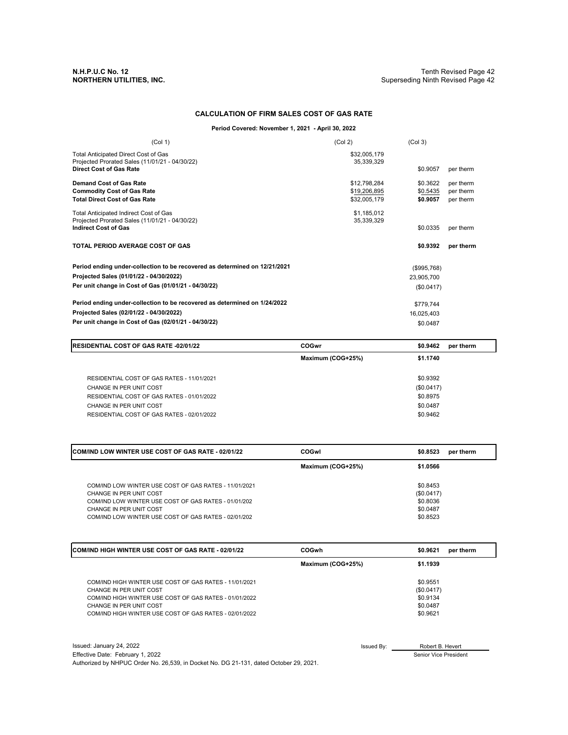**N.H.P.U.C No. 12**
**NORTHERN UTILITIES, INC.**

Tenth Revised Page 42
Superseding Ninth Revised Page 42

## CALCULATION OF FIRM SALES COST OF GAS RATE

**Period Covered: November 1, 2021 - April 30, 2022**

| (Col 1) | (Col 2) | (Col 3) | |
|---|---|---|---|
| Total Anticipated Direct Cost of Gas | $32,005,179 | | |
| Projected Prorated Sales (11/01/21 - 04/30/22) | 35,339,329 | | |
| **Direct Cost of Gas Rate** | | $0.9057 | per therm |
| **Demand Cost of Gas Rate** | $12,798,284 | $0.3622 | per therm |
| **Commodity Cost of Gas Rate** | $19,206,895 | $0.5435 | per therm |
| **Total Direct Cost of Gas Rate** | $32,005,179 | **$0.9057** | per therm |
| Total Anticipated Indirect Cost of Gas | $1,185,012 | | |
| Projected Prorated Sales (11/01/21 - 04/30/22) | 35,339,329 | | |
| **Indirect Cost of Gas** | | $0.0335 | per therm |
| **TOTAL PERIOD AVERAGE COST OF GAS** | | **$0.9392** | **per therm** |
| **Period ending under-collection to be recovered as determined on 12/21/2021** | | ($995,768) | |
| **Projected Sales (01/01/22 - 04/30/2022)** | | 23,905,700 | |
| **Per unit change in Cost of Gas (01/01/21 - 04/30/22)** | | ($0.0417) | |
| **Period ending under-collection to be recovered as determined on 1/24/2022** | | $779,744 | |
| **Projected Sales (02/01/22 - 04/30/2022)** | | 16,025,403 | |
| **Per unit change in Cost of Gas (02/01/21 - 04/30/22)** | | $0.0487 | |

| **RESIDENTIAL COST OF GAS RATE -02/01/22** | **COGwr** | **$0.9462** | **per therm** |
|---|---|---|---|
| | **Maximum (COG+25%)** | **$1.1740** | |
| RESIDENTIAL COST OF GAS RATES - 11/01/2021 | | $0.9392 | |
| CHANGE IN PER UNIT COST | | ($0.0417) | |
| RESIDENTIAL COST OF GAS RATES - 01/01/2022 | | $0.8975 | |
| CHANGE IN PER UNIT COST | | $0.0487 | |
| RESIDENTIAL COST OF GAS RATES - 02/01/2022 | | $0.9462 | |

| **COM/IND LOW WINTER USE COST OF GAS RATE - 02/01/22** | **COGwl** | **$0.8523** | **per therm** |
|---|---|---|---|
| | **Maximum (COG+25%)** | **$1.0566** | |
| COM/IND LOW WINTER USE COST OF GAS RATES - 11/01/2021 | | $0.8453 | |
| CHANGE IN PER UNIT COST | | ($0.0417) | |
| COM/IND LOW WINTER USE COST OF GAS RATES - 01/01/202 | | $0.8036 | |
| CHANGE IN PER UNIT COST | | $0.0487 | |
| COM/IND LOW WINTER USE COST OF GAS RATES - 02/01/202 | | $0.8523 | |

| **COM/IND HIGH WINTER USE COST OF GAS RATE - 02/01/22** | **COGwh** | **$0.9621** | **per therm** |
|---|---|---|---|
| | **Maximum (COG+25%)** | **$1.1939** | |
| COM/IND HIGH WINTER USE COST OF GAS RATES - 11/01/2021 | | $0.9551 | |
| CHANGE IN PER UNIT COST | | ($0.0417) | |
| COM/IND HIGH WINTER USE COST OF GAS RATES - 01/01/2022 | | $0.9134 | |
| CHANGE IN PER UNIT COST | | $0.0487 | |
| COM/IND HIGH WINTER USE COST OF GAS RATES - 02/01/2022 | | $0.9621 | |

Issued: January 24, 2022
Effective Date: February 1, 2022
Authorized by NHPUC Order No. 26,539, in Docket No. DG 21-131, dated October 29, 2021.

Issued By: Robert B. Hevert
Senior Vice President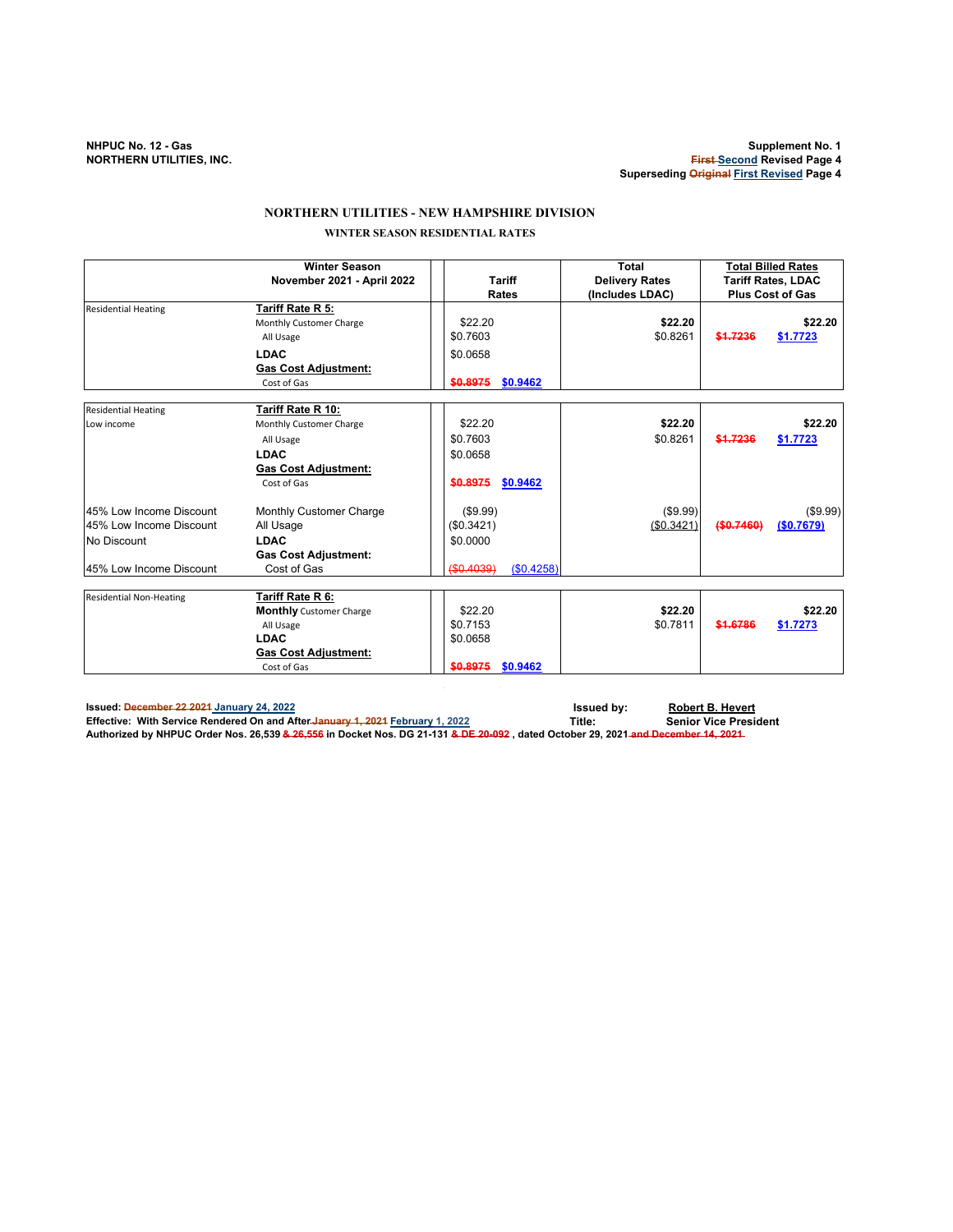NHPUC No. 12 - Gas
NORTHERN UTILITIES, INC.

Supplement No. 1
~~First~~ Second Revised Page 4
Superseding ~~Original~~ First Revised Page 4

# NORTHERN UTILITIES - NEW HAMPSHIRE DIVISION

## WINTER SEASON RESIDENTIAL RATES

| | Winter Season November 2021 - April 2022 | Tariff Rates | Total Delivery Rates (Includes LDAC) | Total Billed Rates Tariff Rates, LDAC Plus Cost of Gas |
|---|---|---|---|---|
| Residential Heating | **Tariff Rate R 5:** | | | |
| | Monthly Customer Charge | $22.20 | **$22.20** | **$22.20** |
| | All Usage | $0.7603 | $0.8261 | ~~$1.7236~~ $1.7723 |
| | **LDAC** | $0.0658 | | |
| | **Gas Cost Adjustment:** | | | |
| | Cost of Gas | ~~$0.8975~~ $0.9462 | | |
| Residential Heating Low income | **Tariff Rate R 10:** | | | |
| | Monthly Customer Charge | $22.20 | **$22.20** | **$22.20** |
| | All Usage | $0.7603 | $0.8261 | ~~$1.7236~~ $1.7723 |
| | **LDAC** | $0.0658 | | |
| | **Gas Cost Adjustment:** | | | |
| | Cost of Gas | ~~$0.8975~~ $0.9462 | | |
| 45% Low Income Discount | Monthly Customer Charge | ($9.99) | ($9.99) | ($9.99) |
| 45% Low Income Discount | All Usage | ($0.3421) | ($0.3421) | ~~($0.7460)~~ ($0.7679) |
| No Discount | **LDAC** | $0.0000 | | |
| | **Gas Cost Adjustment:** | | | |
| 45% Low Income Discount | Cost of Gas | ~~($0.4039)~~ ($0.4258) | | |
| Residential Non-Heating | **Tariff Rate R 6:** | | | |
| | **Monthly** Customer Charge | $22.20 | **$22.20** | **$22.20** |
| | All Usage | $0.7153 | $0.7811 | ~~$1.6786~~ $1.7273 |
| | **LDAC** | $0.0658 | | |
| | **Gas Cost Adjustment:** | | | |
| | Cost of Gas | ~~$0.8975~~ $0.9462 | | |

**Issued:** ~~December 22 2021~~ January 24, 2022 **Issued by:** Robert B. Hevert
**Effective: With Service Rendered On and After** ~~January 1, 2021~~ February 1, 2022 **Title:** Senior Vice President
**Authorized by NHPUC Order Nos. 26,539** ~~& 26,556~~ **in Docket Nos. DG 21-131** ~~& DE 20-092~~ **, dated October 29, 2021** ~~and December 14, 2021~~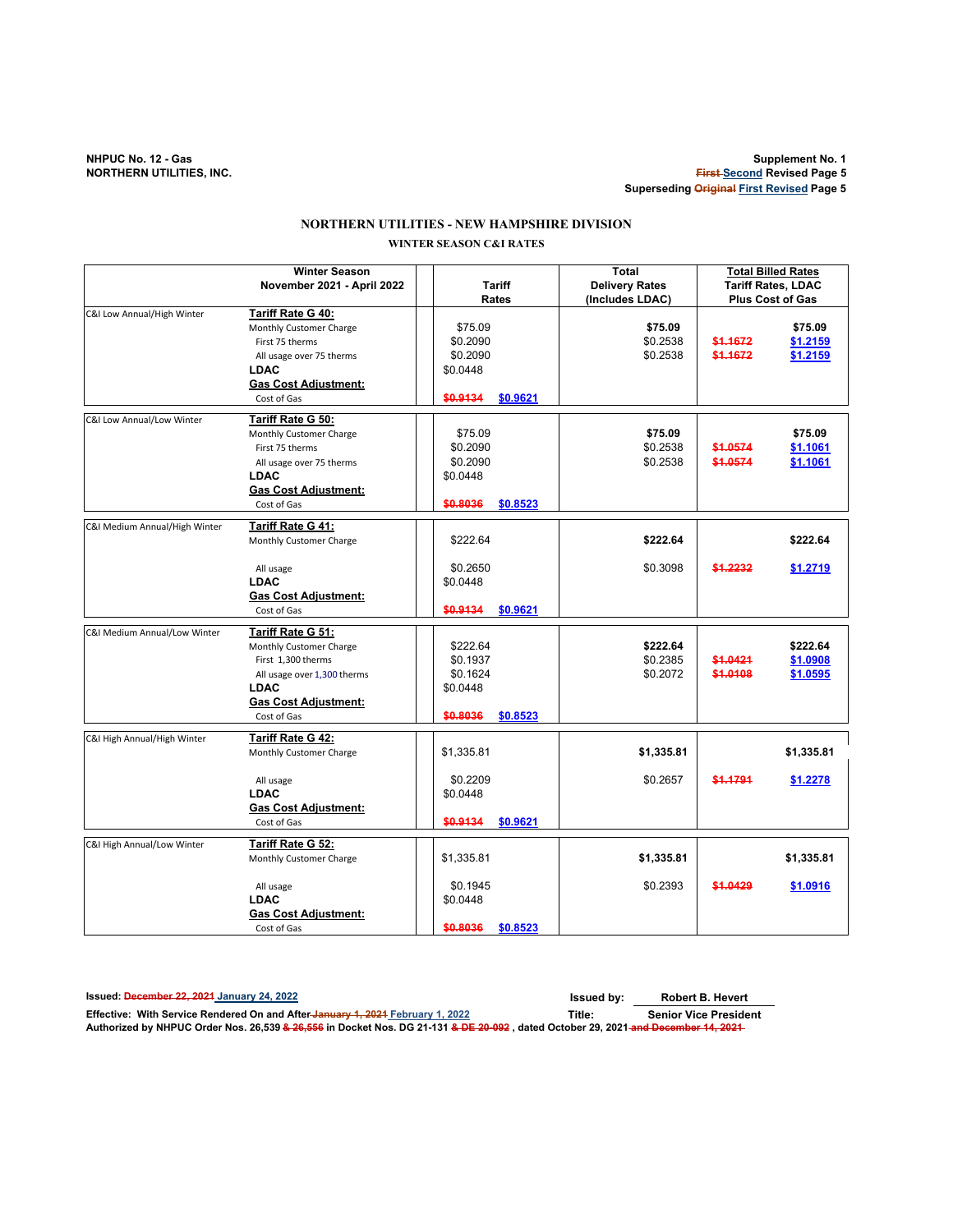NHPUC No. 12 - Gas
NORTHERN UTILITIES, INC.

Supplement No. 1
~~First~~ Second Revised Page 5
Superseding ~~Original~~ First Revised Page 5

# NORTHERN UTILITIES - NEW HAMPSHIRE DIVISION

## WINTER SEASON C&I RATES

| | Winter Season November 2021 - April 2022 | Tariff Rates | Total Delivery Rates (Includes LDAC) | Total Billed Rates Tariff Rates, LDAC Plus Cost of Gas |
|---|---|---|---|---|
| C&I Low Annual/High Winter | **Tariff Rate G 40:** | | | |
| | Monthly Customer Charge | $75.09 | **$75.09** | **$75.09** |
| | First 75 therms | $0.2090 | $0.2538 | ~~$1.1672~~ $1.2159 |
| | All usage over 75 therms | $0.2090 | $0.2538 | ~~$1.1672~~ $1.2159 |
| | **LDAC** | $0.0448 | | |
| | **Gas Cost Adjustment:** | | | |
| | Cost of Gas | ~~$0.9134~~ $0.9621 | | |
| C&I Low Annual/Low Winter | **Tariff Rate G 50:** | | | |
| | Monthly Customer Charge | $75.09 | **$75.09** | **$75.09** |
| | First 75 therms | $0.2090 | $0.2538 | ~~$1.0574~~ $1.1061 |
| | All usage over 75 therms | $0.2090 | $0.2538 | ~~$1.0574~~ $1.1061 |
| | **LDAC** | $0.0448 | | |
| | **Gas Cost Adjustment:** | | | |
| | Cost of Gas | ~~$0.8036~~ $0.8523 | | |
| C&I Medium Annual/High Winter | **Tariff Rate G 41:** | | | |
| | Monthly Customer Charge | $222.64 | **$222.64** | **$222.64** |
| | All usage | $0.2650 | $0.3098 | ~~$1.2232~~ $1.2719 |
| | **LDAC** | $0.0448 | | |
| | **Gas Cost Adjustment:** | | | |
| | Cost of Gas | ~~$0.9134~~ $0.9621 | | |
| C&I Medium Annual/Low Winter | **Tariff Rate G 51:** | | | |
| | Monthly Customer Charge | $222.64 | **$222.64** | **$222.64** |
| | First 1,300 therms | $0.1937 | $0.2385 | ~~$1.0421~~ $1.0908 |
| | All usage over 1,300 therms | $0.1624 | $0.2072 | ~~$1.0108~~ $1.0595 |
| | **LDAC** | $0.0448 | | |
| | **Gas Cost Adjustment:** | | | |
| | Cost of Gas | ~~$0.8036~~ $0.8523 | | |
| C&I High Annual/High Winter | **Tariff Rate G 42:** | | | |
| | Monthly Customer Charge | $1,335.81 | **$1,335.81** | **$1,335.81** |
| | All usage | $0.2209 | $0.2657 | ~~$1.1791~~ $1.2278 |
| | **LDAC** | $0.0448 | | |
| | **Gas Cost Adjustment:** | | | |
| | Cost of Gas | ~~$0.9134~~ $0.9621 | | |
| C&I High Annual/Low Winter | **Tariff Rate G 52:** | | | |
| | Monthly Customer Charge | $1,335.81 | **$1,335.81** | **$1,335.81** |
| | All usage | $0.1945 | $0.2393 | ~~$1.0429~~ $1.0916 |
| | **LDAC** | $0.0448 | | |
| | **Gas Cost Adjustment:** | | | |
| | Cost of Gas | ~~$0.8036~~ $0.8523 | | |

**Issued:** ~~December 22, 2021~~ January 24, 2022
**Issued by:** Robert B. Hevert

**Effective: With Service Rendered On and After** ~~January 1, 2021~~ February 1, 2022
**Title:** Senior Vice President

**Authorized by NHPUC Order Nos. 26,539 ~~& 26,556~~ in Docket Nos. DG 21-131 ~~& DE 20-092~~ , dated October 29, 2021 ~~and December 14, 2021~~**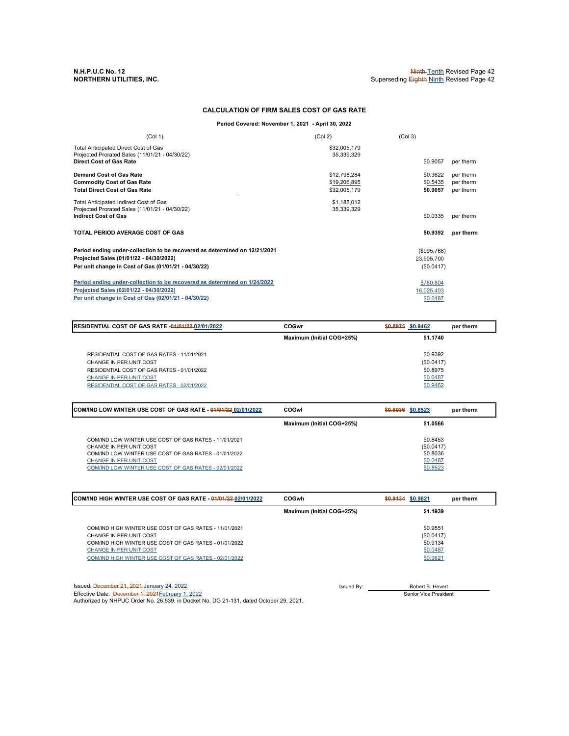**N.H.P.U.C No. 12**
**NORTHERN UTILITIES, INC.**

~~Ninth~~ Tenth Revised Page 42
Superseding ~~Eighth~~ Ninth Revised Page 42

## CALCULATION OF FIRM SALES COST OF GAS RATE

**Period Covered: November 1, 2021 - April 30, 2022**

| (Col 1) | (Col 2) | (Col 3) | |
|---|---|---|---|
| Total Anticipated Direct Cost of Gas | $32,005,179 | | |
| Projected Prorated Sales (11/01/21 - 04/30/22) | 35,339,329 | | |
| **Direct Cost of Gas Rate** | | $0.9057 | per therm |
| **Demand Cost of Gas Rate** | $12,798,284 | $0.3622 | per therm |
| **Commodity Cost of Gas Rate** | $19,206,895 | $0.5435 | per therm |
| **Total Direct Cost of Gas Rate** | $32,005,179 | **$0.9057** | per therm |
| Total Anticipated Indirect Cost of Gas | $1,185,012 | | |
| Projected Prorated Sales (11/01/21 - 04/30/22) | 35,339,329 | | |
| **Indirect Cost of Gas** | | $0.0335 | per therm |
| **TOTAL PERIOD AVERAGE COST OF GAS** | | **$0.9392** | **per therm** |
| **Period ending under-collection to be recovered as determined on 12/21/2021** | | ($995,768) | |
| **Projected Sales (01/01/22 - 04/30/2022)** | | 23,905,700 | |
| **Per unit change in Cost of Gas (01/01/21 - 04/30/22)** | | ($0.0417) | |
| **Period ending under-collection to be recovered as determined on 1/24/2022** | | $780,804 | |
| **Projected Sales (02/01/22 - 04/30/2022)** | | 16,025,403 | |
| **Per unit change in Cost of Gas (02/01/21 - 04/30/22)** | | $0.0487 | |

| **RESIDENTIAL COST OF GAS RATE - ~~01/01/22~~ 02/01/2022** | **COGwr** | ~~$0.8975~~ **$0.9462** | **per therm** |
|---|---|---|---|
| | **Maximum (Initial COG+25%)** | **$1.1740** | |
| RESIDENTIAL COST OF GAS RATES - 11/01/2021 | | $0.9392 | |
| CHANGE IN PER UNIT COST | | ($0.0417) | |
| RESIDENTIAL COST OF GAS RATES - 01/01/2022 | | $0.8975 | |
| CHANGE IN PER UNIT COST | | $0.0487 | |
| RESIDENTIAL COST OF GAS RATES - 02/01/2022 | | $0.9462 | |

| **COM/IND LOW WINTER USE COST OF GAS RATE - ~~01/01/22~~ 02/01/2022** | **COGwl** | ~~$0.8036~~ **$0.8523** | **per therm** |
|---|---|---|---|
| | **Maximum (Initial COG+25%)** | **$1.0566** | |
| COM/IND LOW WINTER USE COST OF GAS RATES - 11/01/2021 | | $0.8453 | |
| CHANGE IN PER UNIT COST | | ($0.0417) | |
| COM/IND LOW WINTER USE COST OF GAS RATES - 01/01/2022 | | $0.8036 | |
| CHANGE IN PER UNIT COST | | $0.0487 | |
| COM/IND LOW WINTER USE COST OF GAS RATES - 02/01/2022 | | $0.8523 | |

| **COM/IND HIGH WINTER USE COST OF GAS RATE - ~~01/01/22~~ 02/01/2022** | **COGwh** | ~~$0.9134~~ **$0.9621** | **per therm** |
|---|---|---|---|
| | **Maximum (Initial COG+25%)** | **$1.1939** | |
| COM/IND HIGH WINTER USE COST OF GAS RATES - 11/01/2021 | | $0.9551 | |
| CHANGE IN PER UNIT COST | | ($0.0417) | |
| COM/IND HIGH WINTER USE COST OF GAS RATES - 01/01/2022 | | $0.9134 | |
| CHANGE IN PER UNIT COST | | $0.0487 | |
| COM/IND HIGH WINTER USE COST OF GAS RATES - 02/01/2022 | | $0.9621 | |

Issued: ~~December 21, 2021~~ January 24, 2022
Effective Date: ~~December 1, 2021~~ February 1, 2022
Authorized by NHPUC Order No. 26,539, in Docket No. DG 21-131, dated October 29, 2021.

Issued By: Robert B. Hevert
Senior Vice President